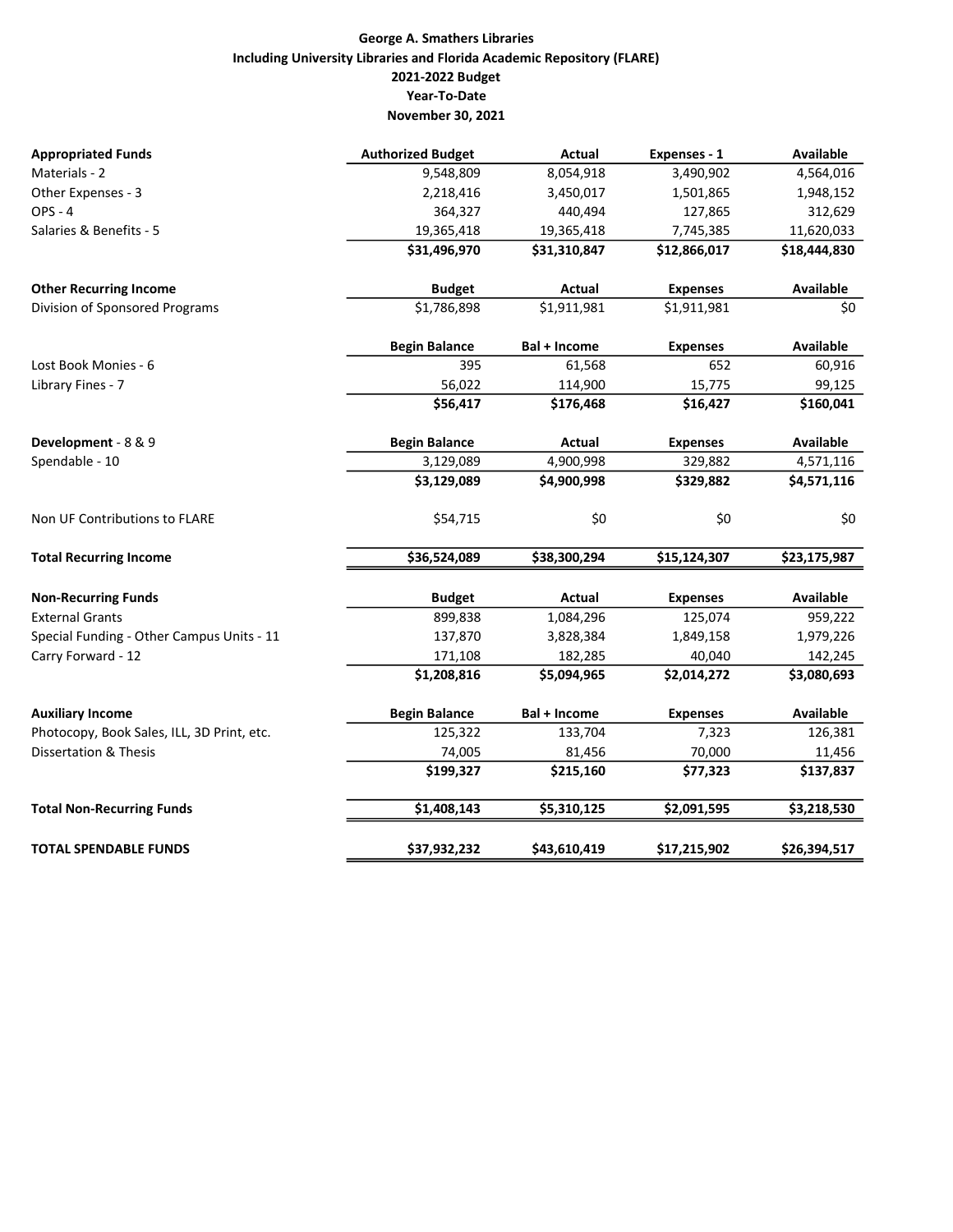**George A. Smathers Libraries**
**Including University Libraries and Florida Academic Repository (FLARE)**
**2021-2022 Budget**
**Year-To-Date**
**November 30, 2021**

| **Appropriated Funds** | **Authorized Budget** | **Actual** | **Expenses - 1** | **Available** |
|---|---|---|---|---|
| Materials - 2 | 9,548,809 | 8,054,918 | 3,490,902 | 4,564,016 |
| Other Expenses - 3 | 2,218,416 | 3,450,017 | 1,501,865 | 1,948,152 |
| OPS - 4 | 364,327 | 440,494 | 127,865 | 312,629 |
| Salaries & Benefits - 5 | 19,365,418 | 19,365,418 | 7,745,385 | 11,620,033 |
| | **$31,496,970** | **$31,310,847** | **$12,866,017** | **$18,444,830** |
| **Other Recurring Income** | **Budget** | **Actual** | **Expenses** | **Available** |
| Division of Sponsored Programs | $1,786,898 | $1,911,981 | $1,911,981 | $0 |
| | **Begin Balance** | **Bal + Income** | **Expenses** | **Available** |
| Lost Book Monies - 6 | 395 | 61,568 | 652 | 60,916 |
| Library Fines - 7 | 56,022 | 114,900 | 15,775 | 99,125 |
| | **$56,417** | **$176,468** | **$16,427** | **$160,041** |
| **Development** - 8 & 9 | **Begin Balance** | **Actual** | **Expenses** | **Available** |
| Spendable - 10 | 3,129,089 | 4,900,998 | 329,882 | 4,571,116 |
| | **$3,129,089** | **$4,900,998** | **$329,882** | **$4,571,116** |
| Non UF Contributions to FLARE | $54,715 | $0 | $0 | $0 |
| **Total Recurring Income** | **$36,524,089** | **$38,300,294** | **$15,124,307** | **$23,175,987** |
| **Non-Recurring Funds** | **Budget** | **Actual** | **Expenses** | **Available** |
| External Grants | 899,838 | 1,084,296 | 125,074 | 959,222 |
| Special Funding - Other Campus Units - 11 | 137,870 | 3,828,384 | 1,849,158 | 1,979,226 |
| Carry Forward - 12 | 171,108 | 182,285 | 40,040 | 142,245 |
| | **$1,208,816** | **$5,094,965** | **$2,014,272** | **$3,080,693** |
| **Auxiliary Income** | **Begin Balance** | **Bal + Income** | **Expenses** | **Available** |
| Photocopy, Book Sales, ILL, 3D Print, etc. | 125,322 | 133,704 | 7,323 | 126,381 |
| Dissertation & Thesis | 74,005 | 81,456 | 70,000 | 11,456 |
| | **$199,327** | **$215,160** | **$77,323** | **$137,837** |
| **Total Non-Recurring Funds** | **$1,408,143** | **$5,310,125** | **$2,091,595** | **$3,218,530** |
| **TOTAL SPENDABLE FUNDS** | **$37,932,232** | **$43,610,419** | **$17,215,902** | **$26,394,517** |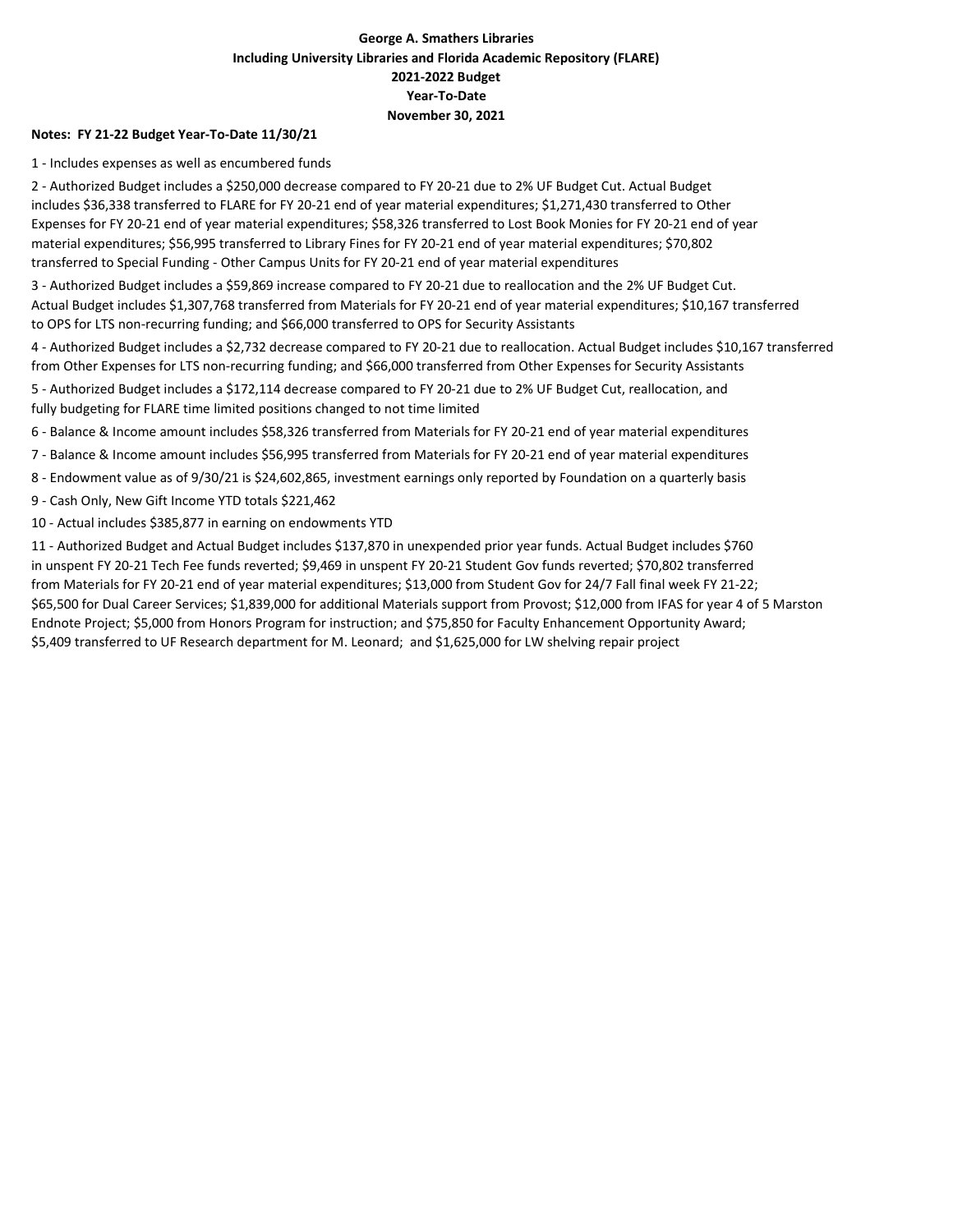**George A. Smathers Libraries**
**Including University Libraries and Florida Academic Repository (FLARE)**
**2021-2022 Budget**
**Year-To-Date**
**November 30, 2021**

**Notes: FY 21-22 Budget Year-To-Date 11/30/21**

1 - Includes expenses as well as encumbered funds

2 - Authorized Budget includes a $250,000 decrease compared to FY 20-21 due to 2% UF Budget Cut. Actual Budget includes $36,338 transferred to FLARE for FY 20-21 end of year material expenditures; $1,271,430 transferred to Other Expenses for FY 20-21 end of year material expenditures; $58,326 transferred to Lost Book Monies for FY 20-21 end of year material expenditures; $56,995 transferred to Library Fines for FY 20-21 end of year material expenditures; $70,802 transferred to Special Funding - Other Campus Units for FY 20-21 end of year material expenditures

3 - Authorized Budget includes a $59,869 increase compared to FY 20-21 due to reallocation and the 2% UF Budget Cut. Actual Budget includes $1,307,768 transferred from Materials for FY 20-21 end of year material expenditures; $10,167 transferred to OPS for LTS non-recurring funding; and $66,000 transferred to OPS for Security Assistants

4 - Authorized Budget includes a $2,732 decrease compared to FY 20-21 due to reallocation. Actual Budget includes $10,167 transferred from Other Expenses for LTS non-recurring funding; and $66,000 transferred from Other Expenses for Security Assistants

5 - Authorized Budget includes a $172,114 decrease compared to FY 20-21 due to 2% UF Budget Cut, reallocation, and fully budgeting for FLARE time limited positions changed to not time limited

6 - Balance & Income amount includes $58,326 transferred from Materials for FY 20-21 end of year material expenditures

7 - Balance & Income amount includes $56,995 transferred from Materials for FY 20-21 end of year material expenditures

8 - Endowment value as of 9/30/21 is $24,602,865, investment earnings only reported by Foundation on a quarterly basis

9 - Cash Only, New Gift Income YTD totals $221,462

10 - Actual includes $385,877 in earning on endowments YTD

11 - Authorized Budget and Actual Budget includes $137,870 in unexpended prior year funds. Actual Budget includes $760 in unspent FY 20-21 Tech Fee funds reverted; $9,469 in unspent FY 20-21 Student Gov funds reverted; $70,802 transferred from Materials for FY 20-21 end of year material expenditures; $13,000 from Student Gov for 24/7 Fall final week FY 21-22; $65,500 for Dual Career Services; $1,839,000 for additional Materials support from Provost; $12,000 from IFAS for year 4 of 5 Marston Endnote Project; $5,000 from Honors Program for instruction; and $75,850 for Faculty Enhancement Opportunity Award; $5,409 transferred to UF Research department for M. Leonard; and $1,625,000 for LW shelving repair project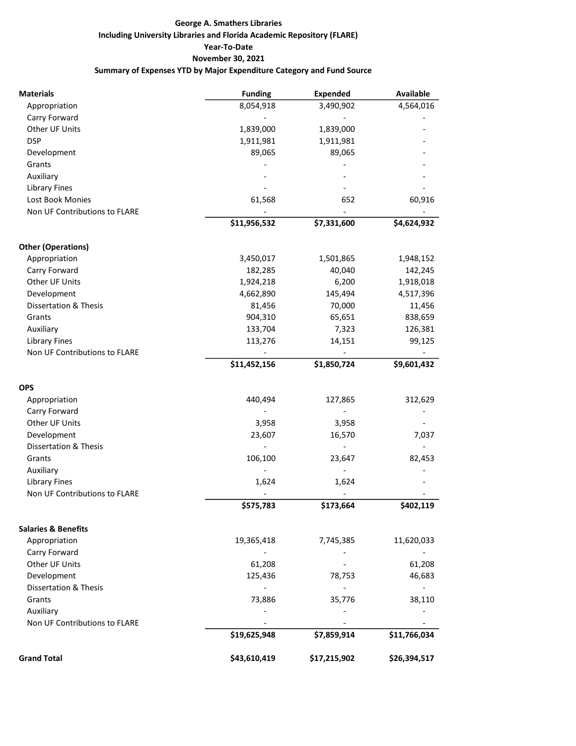**George A. Smathers Libraries**

**Including University Libraries and Florida Academic Repository (FLARE)**

**Year-To-Date**

**November 30, 2021**

**Summary of Expenses YTD by Major Expenditure Category and Fund Source**

| **Materials** | **Funding** | **Expended** | **Available** |
|---|---|---|---|
| Appropriation | 8,054,918 | 3,490,902 | 4,564,016 |
| Carry Forward | - | - | - |
| Other UF Units | 1,839,000 | 1,839,000 | - |
| DSP | 1,911,981 | 1,911,981 | - |
| Development | 89,065 | 89,065 | - |
| Grants | - | - | - |
| Auxiliary | - | - | - |
| Library Fines | - | - | - |
| Lost Book Monies | 61,568 | 652 | 60,916 |
| Non UF Contributions to FLARE | - | - | - |
| | **$11,956,532** | **$7,331,600** | **$4,624,932** |
| **Other (Operations)** | | | |
| Appropriation | 3,450,017 | 1,501,865 | 1,948,152 |
| Carry Forward | 182,285 | 40,040 | 142,245 |
| Other UF Units | 1,924,218 | 6,200 | 1,918,018 |
| Development | 4,662,890 | 145,494 | 4,517,396 |
| Dissertation & Thesis | 81,456 | 70,000 | 11,456 |
| Grants | 904,310 | 65,651 | 838,659 |
| Auxiliary | 133,704 | 7,323 | 126,381 |
| Library Fines | 113,276 | 14,151 | 99,125 |
| Non UF Contributions to FLARE | - | - | - |
| | **$11,452,156** | **$1,850,724** | **$9,601,432** |
| **OPS** | | | |
| Appropriation | 440,494 | 127,865 | 312,629 |
| Carry Forward | - | - | - |
| Other UF Units | 3,958 | 3,958 | - |
| Development | 23,607 | 16,570 | 7,037 |
| Dissertation & Thesis | - | - | - |
| Grants | 106,100 | 23,647 | 82,453 |
| Auxiliary | - | - | - |
| Library Fines | 1,624 | 1,624 | - |
| Non UF Contributions to FLARE | - | - | - |
| | **$575,783** | **$173,664** | **$402,119** |
| **Salaries & Benefits** | | | |
| Appropriation | 19,365,418 | 7,745,385 | 11,620,033 |
| Carry Forward | - | - | - |
| Other UF Units | 61,208 | - | 61,208 |
| Development | 125,436 | 78,753 | 46,683 |
| Dissertation & Thesis | - | - | - |
| Grants | 73,886 | 35,776 | 38,110 |
| Auxiliary | - | - | - |
| Non UF Contributions to FLARE | - | - | - |
| | **$19,625,948** | **$7,859,914** | **$11,766,034** |
| **Grand Total** | **$43,610,419** | **$17,215,902** | **$26,394,517** |